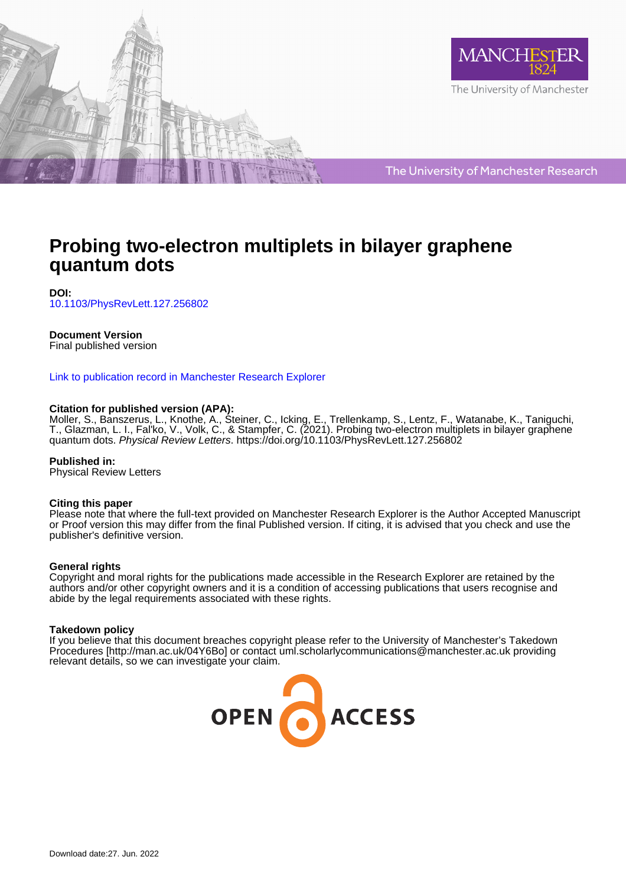# Probing two-electron multiplets in bilayer graphene quantum dots

**DOI:**
10.1103/PhysRevLett.127.256802

**Document Version**
Final published version

Link to publication record in Manchester Research Explorer

**Citation for published version (APA):**
Moller, S., Banszerus, L., Knothe, A., Steiner, C., Icking, E., Trellenkamp, S., Lentz, F., Watanabe, K., Taniguchi, T., Glazman, L. I., Fal'ko, V., Volk, C., & Stampfer, C. (2021). Probing two-electron multiplets in bilayer graphene quantum dots. *Physical Review Letters*. https://doi.org/10.1103/PhysRevLett.127.256802

**Published in:**
Physical Review Letters

**Citing this paper**
Please note that where the full-text provided on Manchester Research Explorer is the Author Accepted Manuscript or Proof version this may differ from the final Published version. If citing, it is advised that you check and use the publisher's definitive version.

**General rights**
Copyright and moral rights for the publications made accessible in the Research Explorer are retained by the authors and/or other copyright owners and it is a condition of accessing publications that users recognise and abide by the legal requirements associated with these rights.

**Takedown policy**
If you believe that this document breaches copyright please refer to the University of Manchester's Takedown Procedures [http://man.ac.uk/04Y6Bo] or contact uml.scholarlycommunications@manchester.ac.uk providing relevant details, so we can investigate your claim.

Download date:27. Jun. 2022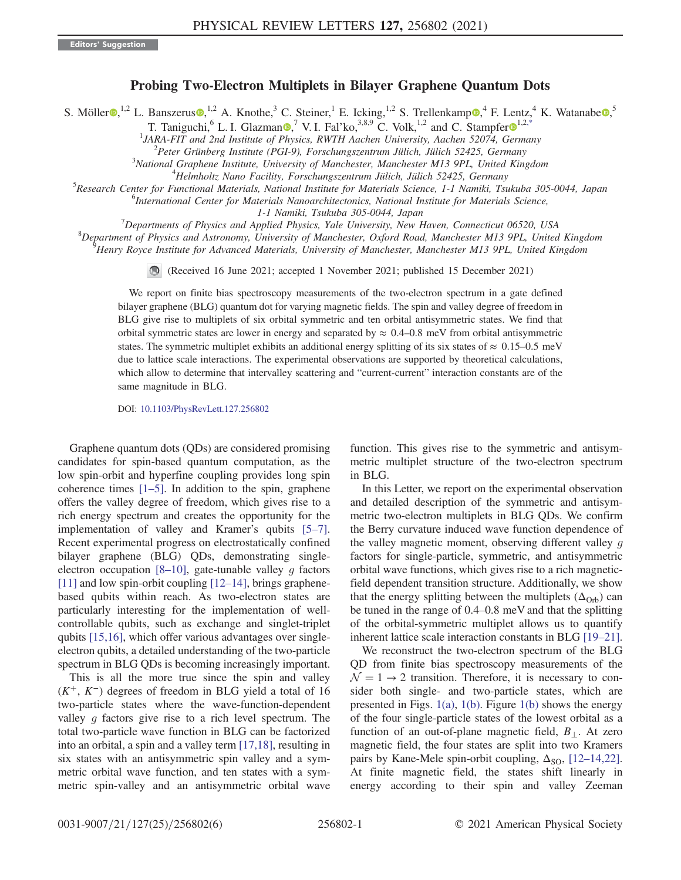Editors' Suggestion

# Probing Two-Electron Multiplets in Bilayer Graphene Quantum Dots

S. Möller,[1,2] L. Banszerus,[1,2] A. Knothe,[3] C. Steiner,[1] E. Icking,[1,2] S. Trellenkamp,[4] F. Lentz,[4] K. Watanabe,[5] T. Taniguchi,[6] L. I. Glazman,[7] V. I. Fal'ko,[3,8,9] C. Volk,[1,2] and C. Stampfer[1,2,*]

[1]JARA-FIT and 2nd Institute of Physics, RWTH Aachen University, Aachen 52074, Germany
[2]Peter Grünberg Institute (PGI-9), Forschungszentrum Jülich, Jülich 52425, Germany
[3]National Graphene Institute, University of Manchester, Manchester M13 9PL, United Kingdom
[4]Helmholtz Nano Facility, Forschungszentrum Jülich, Jülich 52425, Germany
[5]Research Center for Functional Materials, National Institute for Materials Science, 1-1 Namiki, Tsukuba 305-0044, Japan
[6]International Center for Materials Nanoarchitectonics, National Institute for Materials Science, 1-1 Namiki, Tsukuba 305-0044, Japan
[7]Departments of Physics and Applied Physics, Yale University, New Haven, Connecticut 06520, USA
[8]Department of Physics and Astronomy, University of Manchester, Oxford Road, Manchester M13 9PL, United Kingdom
[9]Henry Royce Institute for Advanced Materials, University of Manchester, Manchester M13 9PL, United Kingdom

(Received 16 June 2021; accepted 1 November 2021; published 15 December 2021)

We report on finite bias spectroscopy measurements of the two-electron spectrum in a gate defined bilayer graphene (BLG) quantum dot for varying magnetic fields. The spin and valley degree of freedom in BLG give rise to multiplets of six orbital symmetric and ten orbital antisymmetric states. We find that orbital symmetric states are lower in energy and separated by $\approx 0.4$–$0.8$ meV from orbital antisymmetric states. The symmetric multiplet exhibits an additional energy splitting of its six states of $\approx 0.15$–$0.5$ meV due to lattice scale interactions. The experimental observations are supported by theoretical calculations, which allow to determine that intervalley scattering and "current-current" interaction constants are of the same magnitude in BLG.

DOI: 10.1103/PhysRevLett.127.256802

Graphene quantum dots (QDs) are considered promising candidates for spin-based quantum computation, as the low spin-orbit and hyperfine coupling provides long spin coherence times [1–5]. In addition to the spin, graphene offers the valley degree of freedom, which gives rise to a rich energy spectrum and creates the opportunity for the implementation of valley and Kramer's qubits [5–7]. Recent experimental progress on electrostatically confined bilayer graphene (BLG) QDs, demonstrating single-electron occupation [8–10], gate-tunable valley $g$ factors [11] and low spin-orbit coupling [12–14], brings graphene-based qubits within reach. As two-electron states are particularly interesting for the implementation of well-controllable qubits, such as exchange and singlet-triplet qubits [15,16], which offer various advantages over single-electron qubits, a detailed understanding of the two-particle spectrum in BLG QDs is becoming increasingly important.

This is all the more true since the spin and valley ($K^+$, $K^-$) degrees of freedom in BLG yield a total of 16 two-particle states where the wave-function-dependent valley $g$ factors give rise to a rich level spectrum. The total two-particle wave function in BLG can be factorized into an orbital, a spin and a valley term [17,18], resulting in six states with an antisymmetric spin valley and a symmetric orbital wave function, and ten states with a symmetric spin-valley and an antisymmetric orbital wave function. This gives rise to the symmetric and antisymmetric multiplet structure of the two-electron spectrum in BLG.

In this Letter, we report on the experimental observation and detailed description of the symmetric and antisymmetric two-electron multiplets in BLG QDs. We confirm the Berry curvature induced wave function dependence of the valley magnetic moment, observing different valley $g$ factors for single-particle, symmetric, and antisymmetric orbital wave functions, which gives rise to a rich magnetic-field dependent transition structure. Additionally, we show that the energy splitting between the multiplets ($\Delta_{\mathrm{Orb}}$) can be tuned in the range of 0.4–0.8 meV and that the splitting of the orbital-symmetric multiplet allows us to quantify inherent lattice scale interaction constants in BLG [19–21].

We reconstruct the two-electron spectrum of the BLG QD from finite bias spectroscopy measurements of the $\mathcal{N} = 1 \rightarrow 2$ transition. Therefore, it is necessary to consider both single- and two-particle states, which are presented in Figs. 1(a), 1(b). Figure 1(b) shows the energy of the four single-particle states of the lowest orbital as a function of an out-of-plane magnetic field, $B_\perp$. At zero magnetic field, the four states are split into two Kramers pairs by Kane-Mele spin-orbit coupling, $\Delta_{\mathrm{SO}}$, [12–14,22]. At finite magnetic field, the states shift linearly in energy according to their spin and valley Zeeman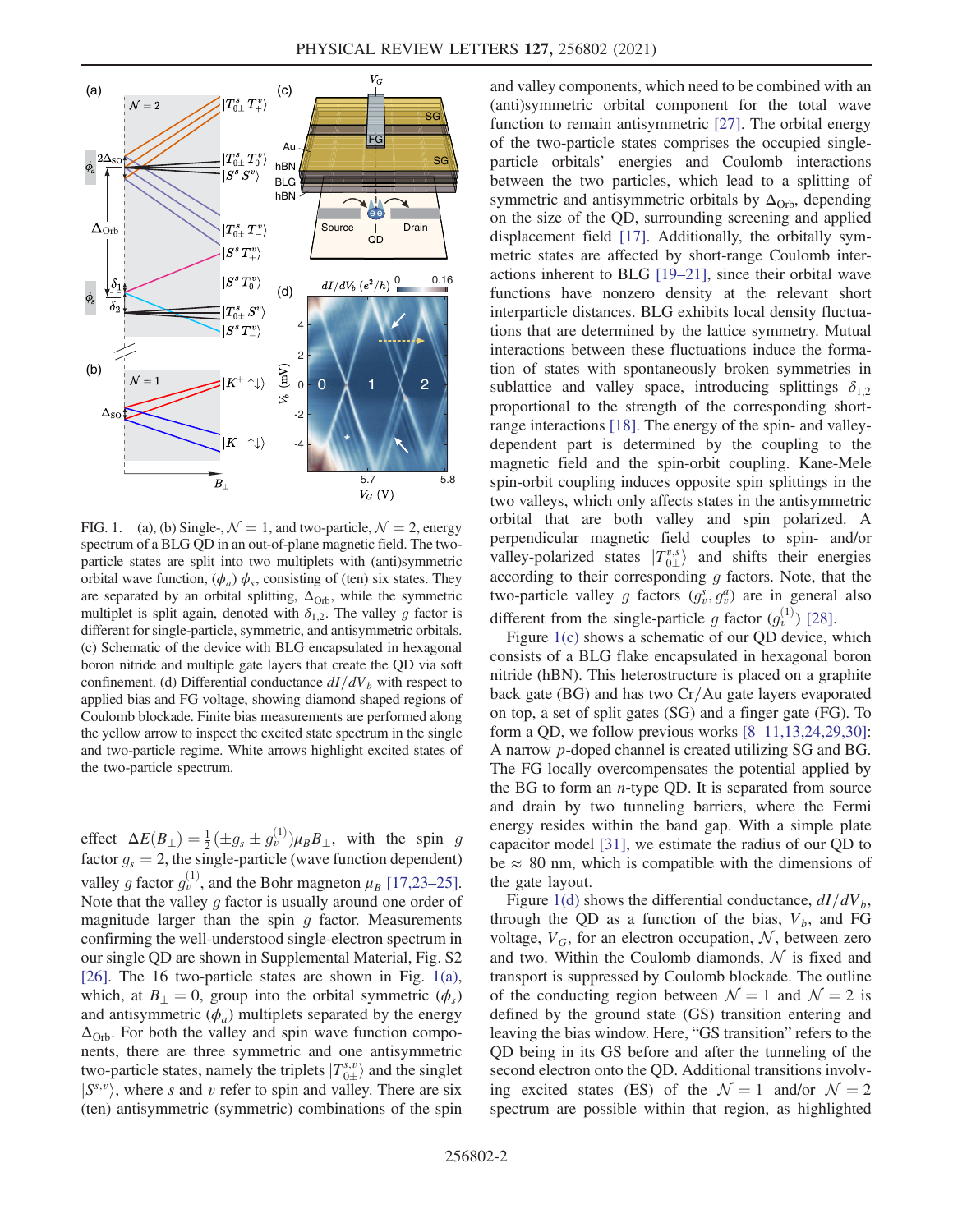FIG. 1. (a), (b) Single-, $\mathcal{N}=1$, and two-particle, $\mathcal{N}=2$, energy spectrum of a BLG QD in an out-of-plane magnetic field. The two-particle states are split into two multiplets with (anti)symmetric orbital wave function, $(\phi_a)$ $\phi_s$, consisting of (ten) six states. They are separated by an orbital splitting, $\Delta_{\mathrm{Orb}}$, while the symmetric multiplet is split again, denoted with $\delta_{1,2}$. The valley $g$ factor is different for single-particle, symmetric, and antisymmetric orbitals. (c) Schematic of the device with BLG encapsulated in hexagonal boron nitride and multiple gate layers that create the QD via soft confinement. (d) Differential conductance $dI/dV_b$ with respect to applied bias and FG voltage, showing diamond shaped regions of Coulomb blockade. Finite bias measurements are performed along the yellow arrow to inspect the excited state spectrum in the single and two-particle regime. White arrows highlight excited states of the two-particle spectrum.

effect $\Delta E(B_\perp) = \frac{1}{2}(\pm g_s \pm g_v^{(1)})\mu_B B_\perp$, with the spin $g$ factor $g_s = 2$, the single-particle (wave function dependent) valley $g$ factor $g_v^{(1)}$, and the Bohr magneton $\mu_B$ [17,23–25]. Note that the valley $g$ factor is usually around one order of magnitude larger than the spin $g$ factor. Measurements confirming the well-understood single-electron spectrum in our single QD are shown in Supplemental Material, Fig. S2 [26]. The 16 two-particle states are shown in Fig. 1(a), which, at $B_\perp = 0$, group into the orbital symmetric $(\phi_s)$ and antisymmetric $(\phi_a)$ multiplets separated by the energy $\Delta_{\mathrm{Orb}}$. For both the valley and spin wave function components, there are three symmetric and one antisymmetric two-particle states, namely the triplets $|T_{0\pm}^{s,v}\rangle$ and the singlet $|S^{s,v}\rangle$, where $s$ and $v$ refer to spin and valley. There are six (ten) antisymmetric (symmetric) combinations of the spin and valley components, which need to be combined with an (anti)symmetric orbital component for the total wave function to remain antisymmetric [27]. The orbital energy of the two-particle states comprises the occupied single-particle orbitals' energies and Coulomb interactions between the two particles, which lead to a splitting of symmetric and antisymmetric orbitals by $\Delta_{\mathrm{Orb}}$, depending on the size of the QD, surrounding screening and applied displacement field [17]. Additionally, the orbitally symmetric states are affected by short-range Coulomb interactions inherent to BLG [19–21], since their orbital wave functions have nonzero density at the relevant short interparticle distances. BLG exhibits local density fluctuations that are determined by the lattice symmetry. Mutual interactions between these fluctuations induce the formation of states with spontaneously broken symmetries in sublattice and valley space, introducing splittings $\delta_{1,2}$ proportional to the strength of the corresponding short-range interactions [18]. The energy of the spin- and valley-dependent part is determined by the coupling to the magnetic field and the spin-orbit coupling. Kane-Mele spin-orbit coupling induces opposite spin splittings in the two valleys, which only affects states in the antisymmetric orbital that are both valley and spin polarized. A perpendicular magnetic field couples to spin- and/or valley-polarized states $|T_{0\pm}^{v,s}\rangle$ and shifts their energies according to their corresponding $g$ factors. Note, that the two-particle valley $g$ factors $(g_v^s, g_v^a)$ are in general also different from the single-particle $g$ factor $(g_v^{(1)})$ [28].

Figure 1(c) shows a schematic of our QD device, which consists of a BLG flake encapsulated in hexagonal boron nitride (hBN). This heterostructure is placed on a graphite back gate (BG) and has two Cr/Au gate layers evaporated on top, a set of split gates (SG) and a finger gate (FG). To form a QD, we follow previous works [8–11,13,24,29,30]: A narrow $p$-doped channel is created utilizing SG and BG. The FG locally overcompensates the potential applied by the BG to form an $n$-type QD. It is separated from source and drain by two tunneling barriers, where the Fermi energy resides within the band gap. With a simple plate capacitor model [31], we estimate the radius of our QD to be $\approx$ 80 nm, which is compatible with the dimensions of the gate layout.

Figure 1(d) shows the differential conductance, $dI/dV_b$, through the QD as a function of the bias, $V_b$, and FG voltage, $V_G$, for an electron occupation, $\mathcal{N}$, between zero and two. Within the Coulomb diamonds, $\mathcal{N}$ is fixed and transport is suppressed by Coulomb blockade. The outline of the conducting region between $\mathcal{N}=1$ and $\mathcal{N}=2$ is defined by the ground state (GS) transition entering and leaving the bias window. Here, "GS transition" refers to the QD being in its GS before and after the tunneling of the second electron onto the QD. Additional transitions involving excited states (ES) of the $\mathcal{N}=1$ and/or $\mathcal{N}=2$ spectrum are possible within that region, as highlighted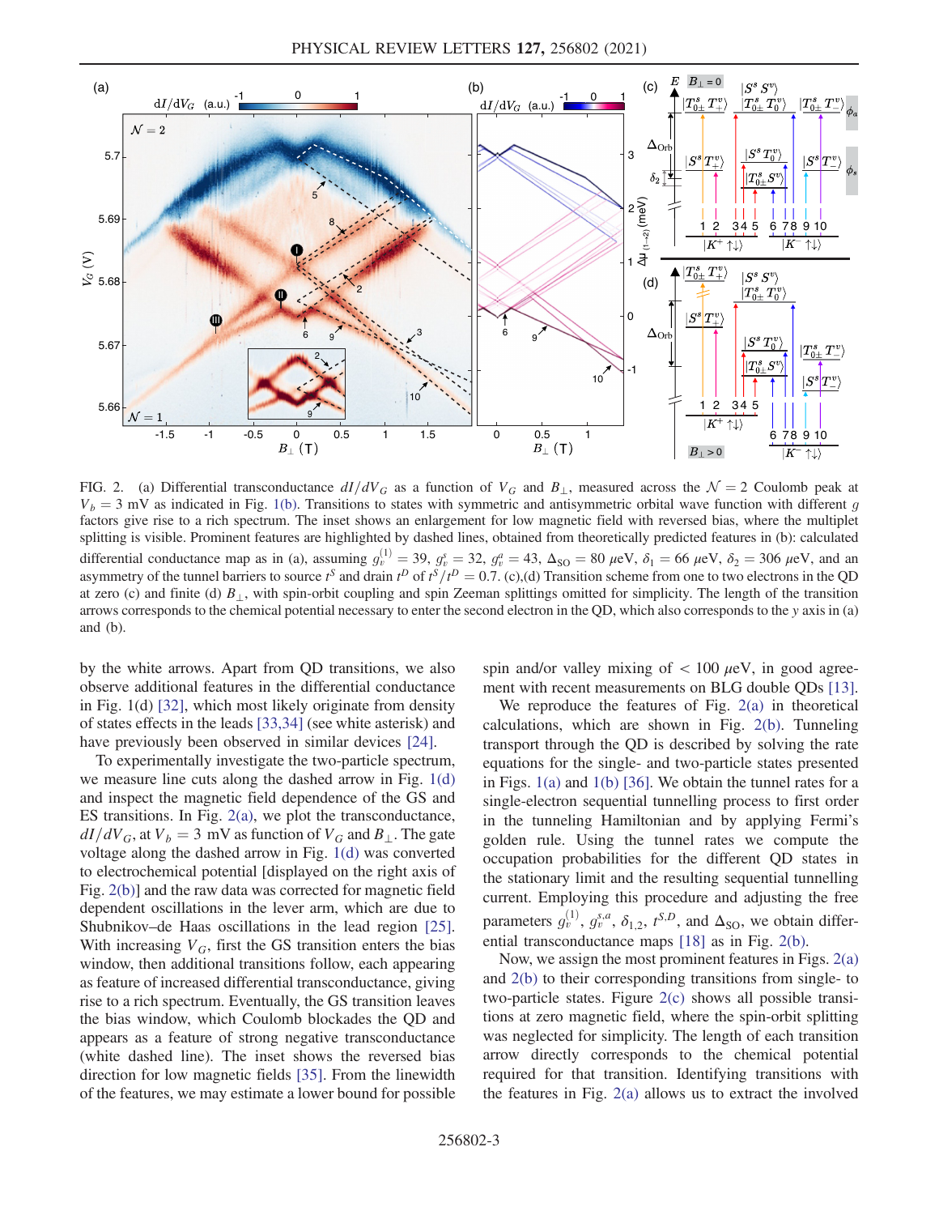FIG. 2. (a) Differential transconductance $dI/dV_G$ as a function of $V_G$ and $B_\perp$, measured across the $\mathcal{N} = 2$ Coulomb peak at $V_b = 3$ mV as indicated in Fig. 1(b). Transitions to states with symmetric and antisymmetric orbital wave function with different $g$ factors give rise to a rich spectrum. The inset shows an enlargement for low magnetic field with reversed bias, where the multiplet splitting is visible. Prominent features are highlighted by dashed lines, obtained from theoretically predicted features in (b): calculated differential conductance map as in (a), assuming $g_v^{(1)} = 39$, $g_v^s = 32$, $g_v^a = 43$, $\Delta_{\mathrm{SO}} = 80\ \mu$eV, $\delta_1 = 66\ \mu$eV, $\delta_2 = 306\ \mu$eV, and an asymmetry of the tunnel barriers to source $t^S$ and drain $t^D$ of $t^S/t^D = 0.7$. (c),(d) Transition scheme from one to two electrons in the QD at zero (c) and finite (d) $B_\perp$, with spin-orbit coupling and spin Zeeman splittings omitted for simplicity. The length of the transition arrows corresponds to the chemical potential necessary to enter the second electron in the QD, which also corresponds to the $y$ axis in (a) and (b).

by the white arrows. Apart from QD transitions, we also observe additional features in the differential conductance in Fig. 1(d) [32], which most likely originate from density of states effects in the leads [33,34] (see white asterisk) and have previously been observed in similar devices [24].

To experimentally investigate the two-particle spectrum, we measure line cuts along the dashed arrow in Fig. 1(d) and inspect the magnetic field dependence of the GS and ES transitions. In Fig. 2(a), we plot the transconductance, $dI/dV_G$, at $V_b = 3$ mV as function of $V_G$ and $B_\perp$. The gate voltage along the dashed arrow in Fig. 1(d) was converted to electrochemical potential [displayed on the right axis of Fig. 2(b)] and the raw data was corrected for magnetic field dependent oscillations in the lever arm, which are due to Shubnikov–de Haas oscillations in the lead region [25]. With increasing $V_G$, first the GS transition enters the bias window, then additional transitions follow, each appearing as feature of increased differential transconductance, giving rise to a rich spectrum. Eventually, the GS transition leaves the bias window, which Coulomb blockades the QD and appears as a feature of strong negative transconductance (white dashed line). The inset shows the reversed bias direction for low magnetic fields [35]. From the linewidth of the features, we may estimate a lower bound for possible spin and/or valley mixing of $< 100\ \mu$eV, in good agreement with recent measurements on BLG double QDs [13].

We reproduce the features of Fig. 2(a) in theoretical calculations, which are shown in Fig. 2(b). Tunneling transport through the QD is described by solving the rate equations for the single- and two-particle states presented in Figs. 1(a) and 1(b) [36]. We obtain the tunnel rates for a single-electron sequential tunnelling process to first order in the tunneling Hamiltonian and by applying Fermi's golden rule. Using the tunnel rates we compute the occupation probabilities for the different QD states in the stationary limit and the resulting sequential tunnelling current. Employing this procedure and adjusting the free parameters $g_v^{(1)}$, $g_v^{s,a}$, $\delta_{1,2}$, $t^{S,D}$, and $\Delta_{\mathrm{SO}}$, we obtain differential transconductance maps [18] as in Fig. 2(b).

Now, we assign the most prominent features in Figs. 2(a) and 2(b) to their corresponding transitions from single- to two-particle states. Figure 2(c) shows all possible transitions at zero magnetic field, where the spin-orbit splitting was neglected for simplicity. The length of each transition arrow directly corresponds to the chemical potential required for that transition. Identifying transitions with the features in Fig. 2(a) allows us to extract the involved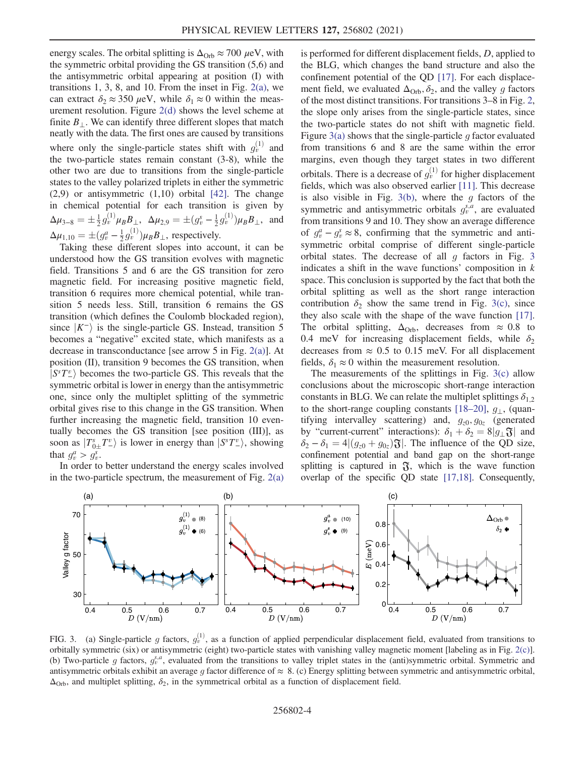energy scales. The orbital splitting is $\Delta_{\rm Orb} \approx 700\ \mu$eV, with the symmetric orbital providing the GS transition (5,6) and the antisymmetric orbital appearing at position (I) with transitions 1, 3, 8, and 10. From the inset in Fig. 2(a), we can extract $\delta_2 \approx 350\ \mu$eV, while $\delta_1 \approx 0$ within the measurement resolution. Figure 2(d) shows the level scheme at finite $B_\perp$. We can identify three different slopes that match neatly with the data. The first ones are caused by transitions where only the single-particle states shift with $g_v^{(1)}$ and the two-particle states remain constant (3-8), while the other two are due to transitions from the single-particle states to the valley polarized triplets in either the symmetric (2,9) or antisymmetric (1,10) orbital [42]. The change in chemical potential for each transition is given by $\Delta\mu_{3-8} = \pm\frac{1}{2}g_v^{(1)}\mu_B B_\perp$, $\Delta\mu_{2,9} = \pm(g_v^s - \frac{1}{2}g_v^{(1)})\mu_B B_\perp$, and $\Delta\mu_{1,10} = \pm(g_v^a - \frac{1}{2}g_v^{(1)})\mu_B B_\perp$, respectively.

Taking these different slopes into account, it can be understood how the GS transition evolves with magnetic field. Transitions 5 and 6 are the GS transition for zero magnetic field. For increasing positive magnetic field, transition 6 requires more chemical potential, while transition 5 needs less. Still, transition 6 remains the GS transition (which defines the Coulomb blockaded region), since $|K^-\rangle$ is the single-particle GS. Instead, transition 5 becomes a "negative" excited state, which manifests as a decrease in transconductance [see arrow 5 in Fig. 2(a)]. At position (II), transition 9 becomes the GS transition, when $|S^sT_-^v\rangle$ becomes the two-particle GS. This reveals that the symmetric orbital is lower in energy than the antisymmetric one, since only the multiplet splitting of the symmetric orbital gives rise to this change in the GS transition. When further increasing the magnetic field, transition 10 eventually becomes the GS transition [see position (III)], as soon as $|T_{0\pm}^s T_-^v\rangle$ is lower in energy than $|S^sT_-^v\rangle$, showing that $g_v^a > g_v^s$.

In order to better understand the energy scales involved in the two-particle spectrum, the measurement of Fig. 2(a) is performed for different displacement fields, $D$, applied to the BLG, which changes the band structure and also the confinement potential of the QD [17]. For each displacement field, we evaluated $\Delta_{\rm Orb}, \delta_2$, and the valley $g$ factors of the most distinct transitions. For transitions 3–8 in Fig. 2, the slope only arises from the single-particle states, since the two-particle states do not shift with magnetic field. Figure 3(a) shows that the single-particle $g$ factor evaluated from transitions 6 and 8 are the same within the error margins, even though they target states in two different orbitals. There is a decrease of $g_v^{(1)}$ for higher displacement fields, which was also observed earlier [11]. This decrease is also visible in Fig. 3(b), where the $g$ factors of the symmetric and antisymmetric orbitals $g_v^{s,a}$, are evaluated from transitions 9 and 10. They show an average difference of $g_v^a - g_v^s \approx 8$, confirming that the symmetric and antisymmetric orbital comprise of different single-particle orbital states. The decrease of all $g$ factors in Fig. 3 indicates a shift in the wave functions' composition in $k$ space. This conclusion is supported by the fact that both the orbital splitting as well as the short range interaction contribution $\delta_2$ show the same trend in Fig. 3(c), since they also scale with the shape of the wave function [17]. The orbital splitting, $\Delta_{\rm Orb}$, decreases from $\approx 0.8$ to 0.4 meV for increasing displacement fields, while $\delta_2$ decreases from $\approx 0.5$ to 0.15 meV. For all displacement fields, $\delta_1 \approx 0$ within the measurement resolution.

The measurements of the splittings in Fig. 3(c) allow conclusions about the microscopic short-range interaction constants in BLG. We can relate the multiplet splittings $\delta_{1,2}$ to the short-range coupling constants [18–20], $g_\perp$, (quantifying intervalley scattering) and, $g_{z0}, g_{0z}$ (generated by "current-current" interactions): $\delta_1 + \delta_2 = 8|g_\perp \mathfrak{J}|$ and $\delta_2 - \delta_1 = 4|(g_{z0} + g_{0z})\mathfrak{J}|$. The influence of the QD size, confinement potential and band gap on the short-range splitting is captured in $\mathfrak{J}$, which is the wave function overlap of the specific QD state [17,18]. Consequently,

FIG. 3. (a) Single-particle $g$ factors, $g_v^{(1)}$, as a function of applied perpendicular displacement field, evaluated from transitions to orbitally symmetric (six) or antisymmetric (eight) two-particle states with vanishing valley magnetic moment [labeling as in Fig. 2(c)]. (b) Two-particle $g$ factors, $g_v^{s,a}$, evaluated from the transitions to valley triplet states in the (anti)symmetric orbital. Symmetric and antisymmetric orbitals exhibit an average $g$ factor difference of $\approx 8$. (c) Energy splitting between symmetric and antisymmetric orbital, $\Delta_{\rm Orb}$, and multiplet splitting, $\delta_2$, in the symmetrical orbital as a function of displacement field.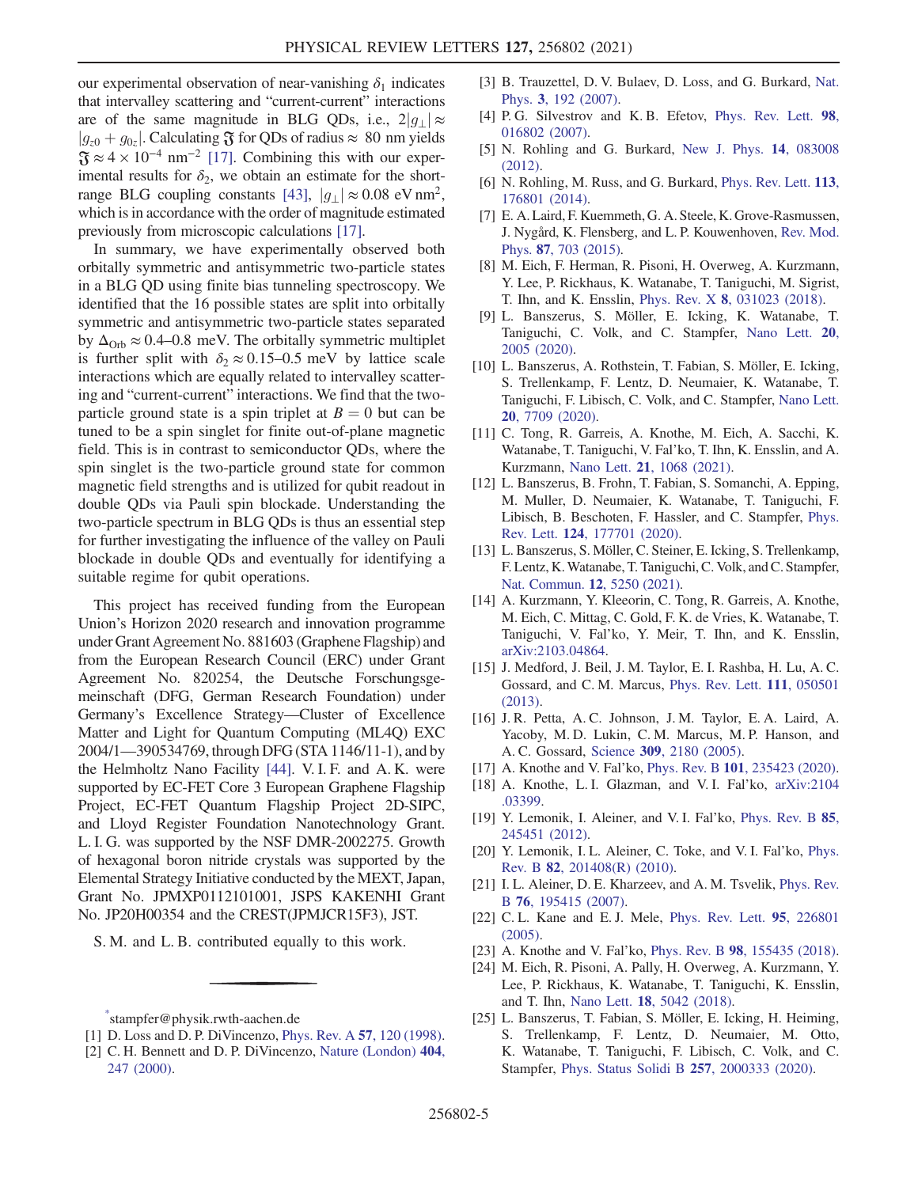our experimental observation of near-vanishing $\delta_1$ indicates that intervalley scattering and "current-current" interactions are of the same magnitude in BLG QDs, i.e., $2|g_\perp| \approx |g_{z0} + g_{0z}|$. Calculating $\mathfrak{J}$ for QDs of radius $\approx$ 80 nm yields $\mathfrak{J} \approx 4 \times 10^{-4}$ nm$^{-2}$ [17]. Combining this with our experimental results for $\delta_2$, we obtain an estimate for the short-range BLG coupling constants [43], $|g_\perp| \approx 0.08$ eV nm$^2$, which is in accordance with the order of magnitude estimated previously from microscopic calculations [17].

In summary, we have experimentally observed both orbitally symmetric and antisymmetric two-particle states in a BLG QD using finite bias tunneling spectroscopy. We identified that the 16 possible states are split into orbitally symmetric and antisymmetric two-particle states separated by $\Delta_{\rm Orb} \approx 0.4$–$0.8$ meV. The orbitally symmetric multiplet is further split with $\delta_2 \approx 0.15$–$0.5$ meV by lattice scale interactions which are equally related to intervalley scattering and "current-current" interactions. We find that the two-particle ground state is a spin triplet at $B = 0$ but can be tuned to be a spin singlet for finite out-of-plane magnetic field. This is in contrast to semiconductor QDs, where the spin singlet is the two-particle ground state for common magnetic field strengths and is utilized for qubit readout in double QDs via Pauli spin blockade. Understanding the two-particle spectrum in BLG QDs is thus an essential step for further investigating the influence of the valley on Pauli blockade in double QDs and eventually for identifying a suitable regime for qubit operations.

This project has received funding from the European Union's Horizon 2020 research and innovation programme under Grant Agreement No. 881603 (Graphene Flagship) and from the European Research Council (ERC) under Grant Agreement No. 820254, the Deutsche Forschungsgemeinschaft (DFG, German Research Foundation) under Germany's Excellence Strategy—Cluster of Excellence Matter and Light for Quantum Computing (ML4Q) EXC 2004/1—390534769, through DFG (STA 1146/11-1), and by the Helmholtz Nano Facility [44]. V. I. F. and A. K. were supported by EC-FET Core 3 European Graphene Flagship Project, EC-FET Quantum Flagship Project 2D-SIPC, and Lloyd Register Foundation Nanotechnology Grant. L. I. G. was supported by the NSF DMR-2002275. Growth of hexagonal boron nitride crystals was supported by the Elemental Strategy Initiative conducted by the MEXT, Japan, Grant No. JPMXP0112101001, JSPS KAKENHI Grant No. JP20H00354 and the CREST(JPMJCR15F3), JST.

S. M. and L. B. contributed equally to this work.

---

[*] stampfer@physik.rwth-aachen.de

[1] D. Loss and D. P. DiVincenzo, Phys. Rev. A **57**, 120 (1998).

[2] C. H. Bennett and D. P. DiVincenzo, Nature (London) **404**, 247 (2000).

[3] B. Trauzettel, D. V. Bulaev, D. Loss, and G. Burkard, Nat. Phys. **3**, 192 (2007).

[4] P. G. Silvestrov and K. B. Efetov, Phys. Rev. Lett. **98**, 016802 (2007).

[5] N. Rohling and G. Burkard, New J. Phys. **14**, 083008 (2012).

[6] N. Rohling, M. Russ, and G. Burkard, Phys. Rev. Lett. **113**, 176801 (2014).

[7] E. A. Laird, F. Kuemmeth, G. A. Steele, K. Grove-Rasmussen, J. Nygård, K. Flensberg, and L. P. Kouwenhoven, Rev. Mod. Phys. **87**, 703 (2015).

[8] M. Eich, F. Herman, R. Pisoni, H. Overweg, A. Kurzmann, Y. Lee, P. Rickhaus, K. Watanabe, T. Taniguchi, M. Sigrist, T. Ihn, and K. Ensslin, Phys. Rev. X **8**, 031023 (2018).

[9] L. Banszerus, S. Möller, E. Icking, K. Watanabe, T. Taniguchi, C. Volk, and C. Stampfer, Nano Lett. **20**, 2005 (2020).

[10] L. Banszerus, A. Rothstein, T. Fabian, S. Möller, E. Icking, S. Trellenkamp, F. Lentz, D. Neumaier, K. Watanabe, T. Taniguchi, F. Libisch, C. Volk, and C. Stampfer, Nano Lett. **20**, 7709 (2020).

[11] C. Tong, R. Garreis, A. Knothe, M. Eich, A. Sacchi, K. Watanabe, T. Taniguchi, V. Fal'ko, T. Ihn, K. Ensslin, and A. Kurzmann, Nano Lett. **21**, 1068 (2021).

[12] L. Banszerus, B. Frohn, T. Fabian, S. Somanchi, A. Epping, M. Muller, D. Neumaier, K. Watanabe, T. Taniguchi, F. Libisch, B. Beschoten, F. Hassler, and C. Stampfer, Phys. Rev. Lett. **124**, 177701 (2020).

[13] L. Banszerus, S. Möller, C. Steiner, E. Icking, S. Trellenkamp, F. Lentz, K. Watanabe, T. Taniguchi, C. Volk, and C. Stampfer, Nat. Commun. **12**, 5250 (2021).

[14] A. Kurzmann, Y. Kleeorin, C. Tong, R. Garreis, A. Knothe, M. Eich, C. Mittag, C. Gold, F. K. de Vries, K. Watanabe, T. Taniguchi, V. Fal'ko, Y. Meir, T. Ihn, and K. Ensslin, arXiv:2103.04864.

[15] J. Medford, J. Beil, J. M. Taylor, E. I. Rashba, H. Lu, A. C. Gossard, and C. M. Marcus, Phys. Rev. Lett. **111**, 050501 (2013).

[16] J. R. Petta, A. C. Johnson, J. M. Taylor, E. A. Laird, A. Yacoby, M. D. Lukin, C. M. Marcus, M. P. Hanson, and A. C. Gossard, Science **309**, 2180 (2005).

[17] A. Knothe and V. Fal'ko, Phys. Rev. B **101**, 235423 (2020).

[18] A. Knothe, L. I. Glazman, and V. I. Fal'ko, arXiv:2104.03399.

[19] Y. Lemonik, I. Aleiner, and V. I. Fal'ko, Phys. Rev. B **85**, 245451 (2012).

[20] Y. Lemonik, I. L. Aleiner, C. Toke, and V. I. Fal'ko, Phys. Rev. B **82**, 201408(R) (2010).

[21] I. L. Aleiner, D. E. Kharzeev, and A. M. Tsvelik, Phys. Rev. B **76**, 195415 (2007).

[22] C. L. Kane and E. J. Mele, Phys. Rev. Lett. **95**, 226801 (2005).

[23] A. Knothe and V. Fal'ko, Phys. Rev. B **98**, 155435 (2018).

[24] M. Eich, R. Pisoni, A. Pally, H. Overweg, A. Kurzmann, Y. Lee, P. Rickhaus, K. Watanabe, T. Taniguchi, K. Ensslin, and T. Ihn, Nano Lett. **18**, 5042 (2018).

[25] L. Banszerus, T. Fabian, S. Möller, E. Icking, H. Heiming, S. Trellenkamp, F. Lentz, D. Neumaier, M. Otto, K. Watanabe, T. Taniguchi, F. Libisch, C. Volk, and C. Stampfer, Phys. Status Solidi B **257**, 2000333 (2020).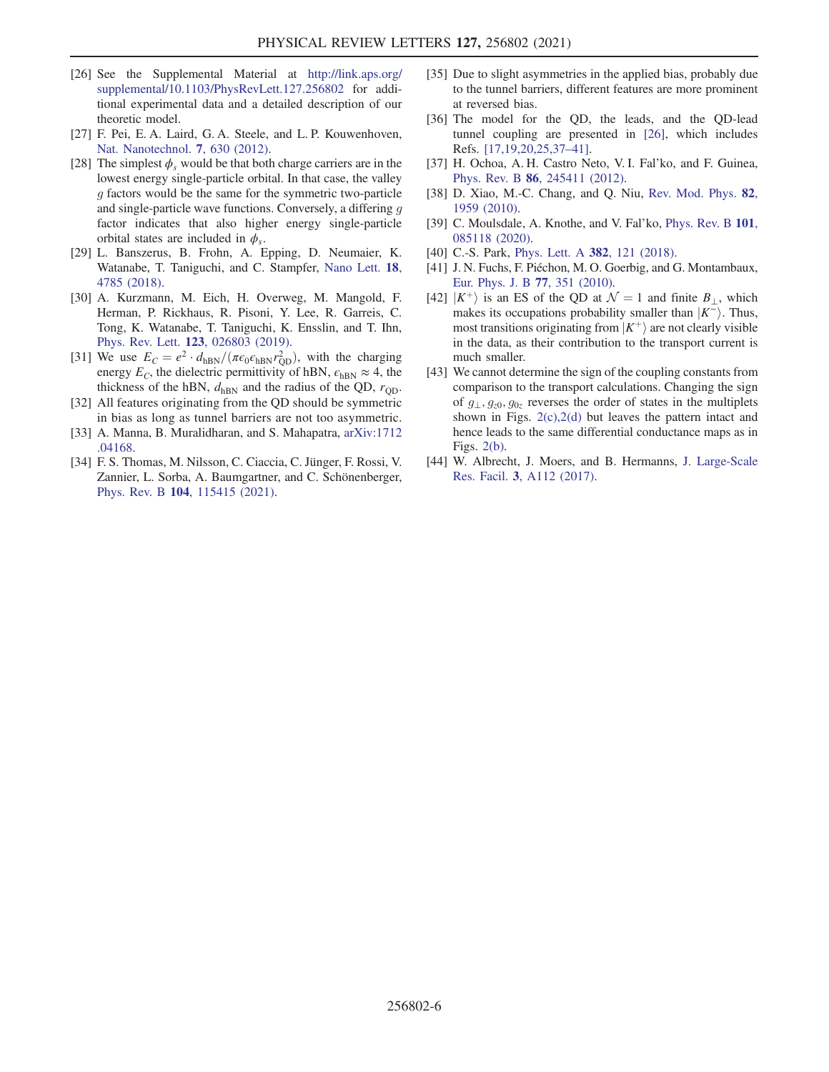[26] See the Supplemental Material at http://link.aps.org/supplemental/10.1103/PhysRevLett.127.256802 for additional experimental data and a detailed description of our theoretic model.

[27] F. Pei, E. A. Laird, G. A. Steele, and L. P. Kouwenhoven, Nat. Nanotechnol. **7**, 630 (2012).

[28] The simplest $\phi_s$ would be that both charge carriers are in the lowest energy single-particle orbital. In that case, the valley $g$ factors would be the same for the symmetric two-particle and single-particle wave functions. Conversely, a differing $g$ factor indicates that also higher energy single-particle orbital states are included in $\phi_s$.

[29] L. Banszerus, B. Frohn, A. Epping, D. Neumaier, K. Watanabe, T. Taniguchi, and C. Stampfer, Nano Lett. **18**, 4785 (2018).

[30] A. Kurzmann, M. Eich, H. Overweg, M. Mangold, F. Herman, P. Rickhaus, R. Pisoni, Y. Lee, R. Garreis, C. Tong, K. Watanabe, T. Taniguchi, K. Ensslin, and T. Ihn, Phys. Rev. Lett. **123**, 026803 (2019).

[31] We use $E_C = e^2 \cdot d_{\mathrm{hBN}}/(\pi\epsilon_0\epsilon_{\mathrm{hBN}} r_{\mathrm{QD}}^2)$, with the charging energy $E_C$, the dielectric permittivity of hBN, $\epsilon_{\mathrm{hBN}} \approx 4$, the thickness of the hBN, $d_{\mathrm{hBN}}$ and the radius of the QD, $r_{\mathrm{QD}}$.

[32] All features originating from the QD should be symmetric in bias as long as tunnel barriers are not too asymmetric.

[33] A. Manna, B. Muralidharan, and S. Mahapatra, arXiv:1712.04168.

[34] F. S. Thomas, M. Nilsson, C. Ciaccia, C. Jünger, F. Rossi, V. Zannier, L. Sorba, A. Baumgartner, and C. Schönenberger, Phys. Rev. B **104**, 115415 (2021).

[35] Due to slight asymmetries in the applied bias, probably due to the tunnel barriers, different features are more prominent at reversed bias.

[36] The model for the QD, the leads, and the QD-lead tunnel coupling are presented in [26], which includes Refs. [17,19,20,25,37–41].

[37] H. Ochoa, A. H. Castro Neto, V. I. Fal'ko, and F. Guinea, Phys. Rev. B **86**, 245411 (2012).

[38] D. Xiao, M.-C. Chang, and Q. Niu, Rev. Mod. Phys. **82**, 1959 (2010).

[39] C. Moulsdale, A. Knothe, and V. Fal'ko, Phys. Rev. B **101**, 085118 (2020).

[40] C.-S. Park, Phys. Lett. A **382**, 121 (2018).

[41] J. N. Fuchs, F. Piéchon, M. O. Goerbig, and G. Montambaux, Eur. Phys. J. B **77**, 351 (2010).

[42] $|K^+\rangle$ is an ES of the QD at $\mathcal{N} = 1$ and finite $B_\perp$, which makes its occupations probability smaller than $|K^-\rangle$. Thus, most transitions originating from $|K^+\rangle$ are not clearly visible in the data, as their contribution to the transport current is much smaller.

[43] We cannot determine the sign of the coupling constants from comparison to the transport calculations. Changing the sign of $g_\perp, g_{z0}, g_{0z}$ reverses the order of states in the multiplets shown in Figs. 2(c),2(d) but leaves the pattern intact and hence leads to the same differential conductance maps as in Figs. 2(b).

[44] W. Albrecht, J. Moers, and B. Hermanns, J. Large-Scale Res. Facil. **3**, A112 (2017).